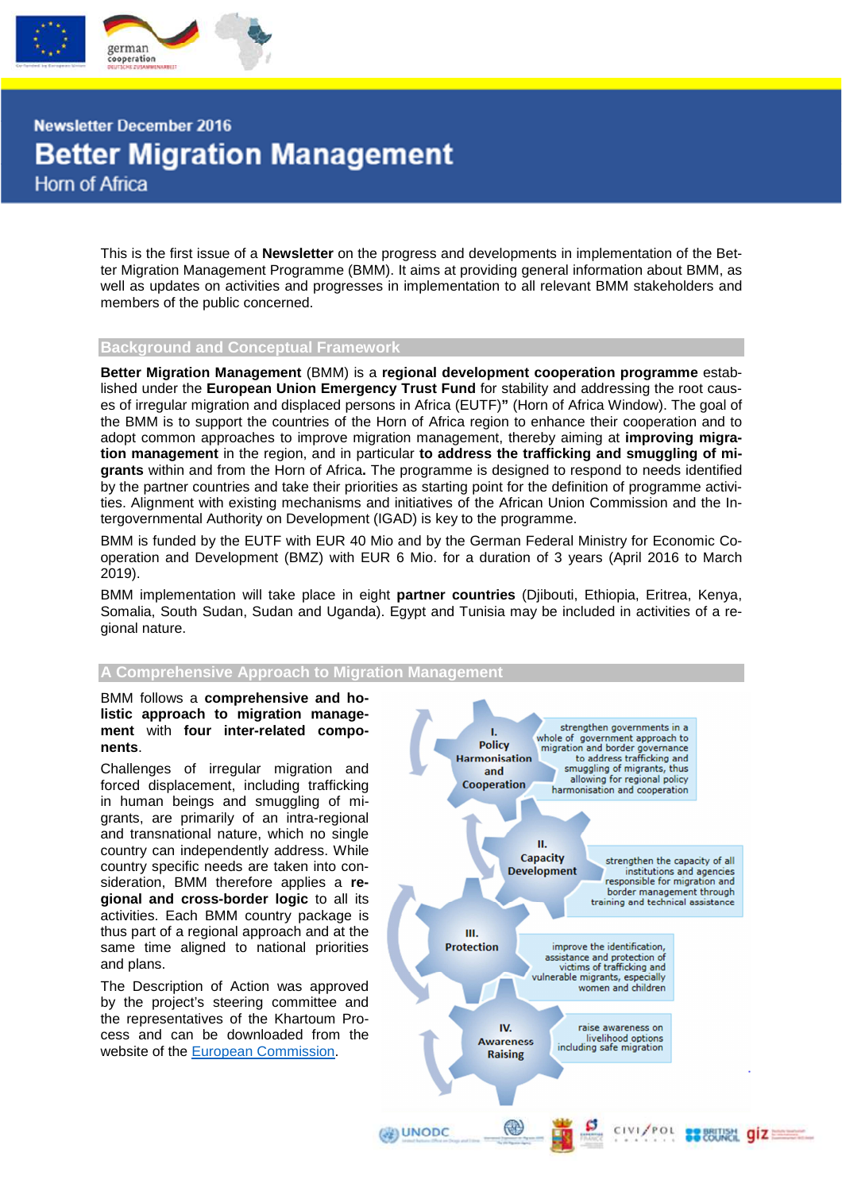Newsletter December 2016

# Better Migration Management

Horn of Africa

This is the first issue of a **Newsletter** on the progress and developments in implementation of the Better Migration Management Programme (BMM). It aims at providing general information about BMM, as well as updates on activities and progresses in implementation to all relevant BMM stakeholders and members of the public concerned.

## Background and Conceptual Framework

**Better Migration Management** (BMM) is a **regional development cooperation programme** established under the **European Union Emergency Trust Fund** for stability and addressing the root causes of irregular migration and displaced persons in Africa (EUTF)**"** (Horn of Africa Window). The goal of the BMM is to support the countries of the Horn of Africa region to enhance their cooperation and to adopt common approaches to improve migration management, thereby aiming at **improving migration management** in the region, and in particular **to address the trafficking and smuggling of migrants** within and from the Horn of Africa**.** The programme is designed to respond to needs identified by the partner countries and take their priorities as starting point for the definition of programme activities. Alignment with existing mechanisms and initiatives of the African Union Commission and the Intergovernmental Authority on Development (IGAD) is key to the programme.

BMM is funded by the EUTF with EUR 40 Mio and by the German Federal Ministry for Economic Cooperation and Development (BMZ) with EUR 6 Mio. for a duration of 3 years (April 2016 to March 2019).

BMM implementation will take place in eight **partner countries** (Djibouti, Ethiopia, Eritrea, Kenya, Somalia, South Sudan, Sudan and Uganda). Egypt and Tunisia may be included in activities of a regional nature.

## A Comprehensive Approach to Migration Management

BMM follows a **comprehensive and holistic approach to migration management** with **four inter-related components**.

Challenges of irregular migration and forced displacement, including trafficking in human beings and smuggling of migrants, are primarily of an intra-regional and transnational nature, which no single country can independently address. While country specific needs are taken into consideration, BMM therefore applies a **regional and cross-border logic** to all its activities. Each BMM country package is thus part of a regional approach and at the same time aligned to national priorities and plans.

The Description of Action was approved by the project's steering committee and the representatives of the Khartoum Process and can be downloaded from the website of the [European Commission](European Commission).

**I. Policy Harmonisation and Cooperation** — strengthen governments in a whole of government approach to migration and border governance to address trafficking and smuggling of migrants, thus allowing for regional policy harmonisation and cooperation

**II. Capacity Development** — strengthen the capacity of all institutions and agencies responsible for migration and border management through training and technical assistance

**III. Protection** — improve the identification, assistance and protection of victims of trafficking and vulnerable migrants, especially women and children

**IV. Awareness Raising** — raise awareness on livelihood options including safe migration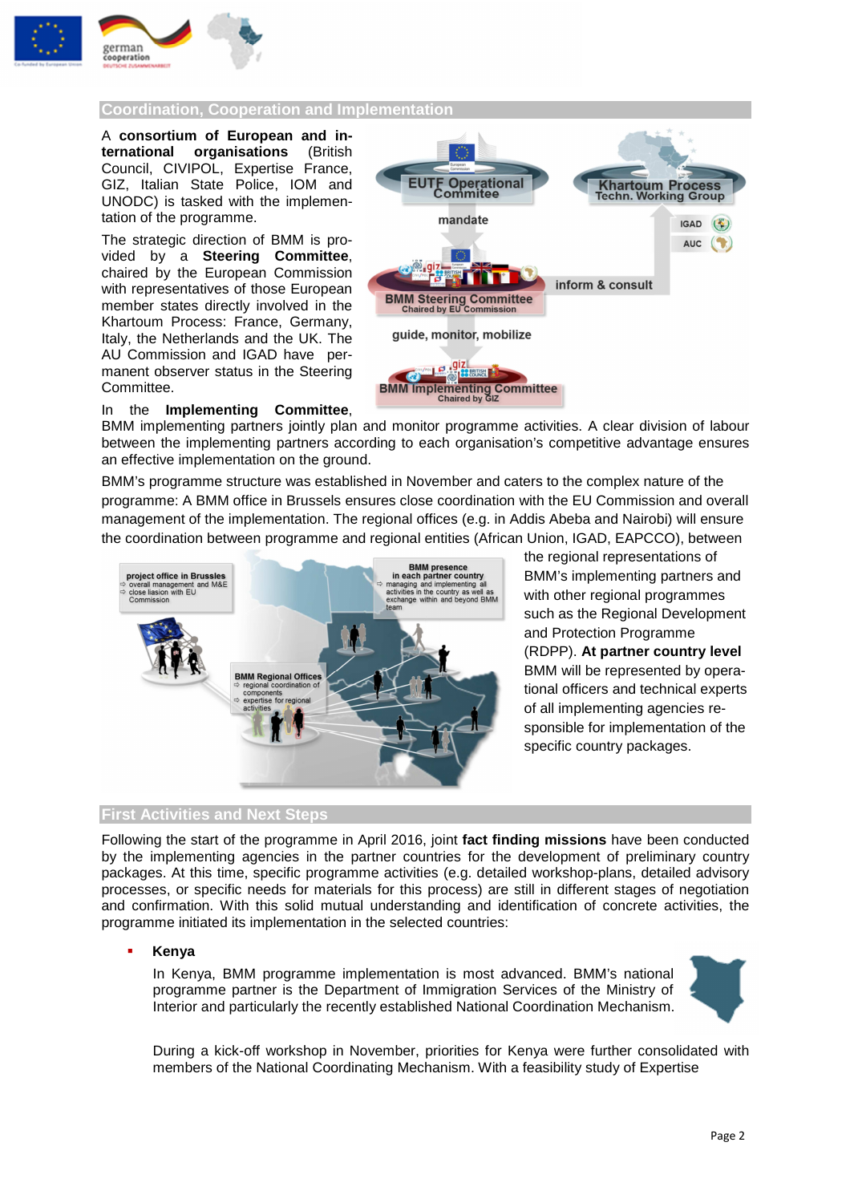## Coordination, Cooperation and Implementation

A **consortium of European and international organisations** (British Council, CIVIPOL, Expertise France, GIZ, Italian State Police, IOM and UNODC) is tasked with the implementation of the programme.

The strategic direction of BMM is provided by a **Steering Committee**, chaired by the European Commission with representatives of those European member states directly involved in the Khartoum Process: France, Germany, Italy, the Netherlands and the UK. The AU Commission and IGAD have permanent observer status in the Steering Committee.

In the **Implementing Committee**, BMM implementing partners jointly plan and monitor programme activities. A clear division of labour between the implementing partners according to each organisation's competitive advantage ensures an effective implementation on the ground.

BMM's programme structure was established in November and caters to the complex nature of the programme: A BMM office in Brussels ensures close coordination with the EU Commission and overall management of the implementation. The regional offices (e.g. in Addis Abeba and Nairobi) will ensure the coordination between programme and regional entities (African Union, IGAD, EAPCCO), between the regional representations of BMM's implementing partners and with other regional programmes such as the Regional Development and Protection Programme (RDPP). **At partner country level** BMM will be represented by operational officers and technical experts of all implementing agencies responsible for implementation of the specific country packages.

## First Activities and Next Steps

Following the start of the programme in April 2016, joint **fact finding missions** have been conducted by the implementing agencies in the partner countries for the development of preliminary country packages. At this time, specific programme activities (e.g. detailed workshop-plans, detailed advisory processes, or specific needs for materials for this process) are still in different stages of negotiation and confirmation. With this solid mutual understanding and identification of concrete activities, the programme initiated its implementation in the selected countries:

- **Kenya**

  In Kenya, BMM programme implementation is most advanced. BMM's national programme partner is the Department of Immigration Services of the Ministry of Interior and particularly the recently established National Coordination Mechanism.

  During a kick-off workshop in November, priorities for Kenya were further consolidated with members of the National Coordinating Mechanism. With a feasibility study of Expertise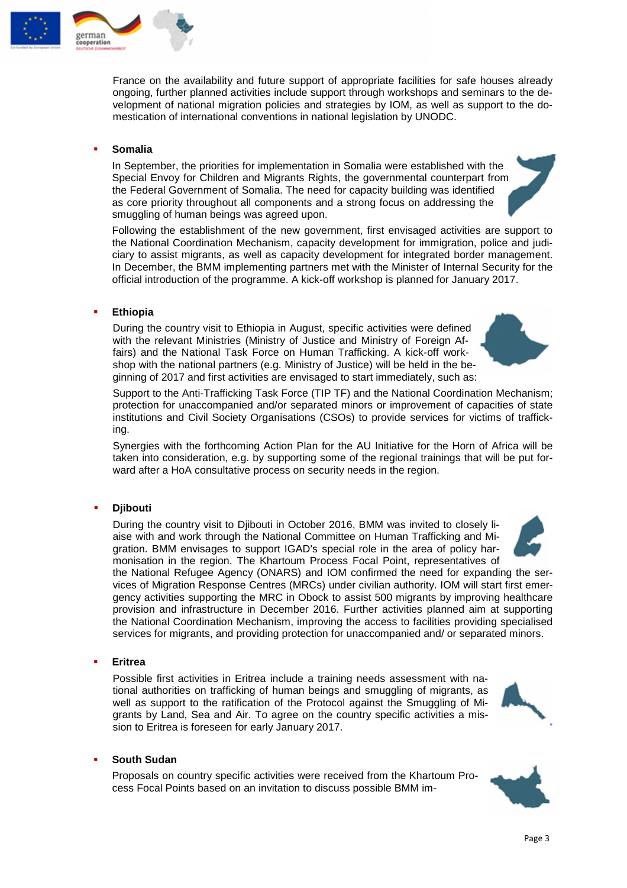France on the availability and future support of appropriate facilities for safe houses already ongoing, further planned activities include support through workshops and seminars to the development of national migration policies and strategies by IOM, as well as support to the domestication of international conventions in national legislation by UNODC.

- **Somalia**

  In September, the priorities for implementation in Somalia were established with the Special Envoy for Children and Migrants Rights, the governmental counterpart from the Federal Government of Somalia. The need for capacity building was identified as core priority throughout all components and a strong focus on addressing the smuggling of human beings was agreed upon.

  Following the establishment of the new government, first envisaged activities are support to the National Coordination Mechanism, capacity development for immigration, police and judiciary to assist migrants, as well as capacity development for integrated border management. In December, the BMM implementing partners met with the Minister of Internal Security for the official introduction of the programme. A kick-off workshop is planned for January 2017.

- **Ethiopia**

  During the country visit to Ethiopia in August, specific activities were defined with the relevant Ministries (Ministry of Justice and Ministry of Foreign Affairs) and the National Task Force on Human Trafficking. A kick-off workshop with the national partners (e.g. Ministry of Justice) will be held in the beginning of 2017 and first activities are envisaged to start immediately, such as:

  Support to the Anti-Trafficking Task Force (TIP TF) and the National Coordination Mechanism; protection for unaccompanied and/or separated minors or improvement of capacities of state institutions and Civil Society Organisations (CSOs) to provide services for victims of trafficking.

  Synergies with the forthcoming Action Plan for the AU Initiative for the Horn of Africa will be taken into consideration, e.g. by supporting some of the regional trainings that will be put forward after a HoA consultative process on security needs in the region.

- **Djibouti**

  During the country visit to Djibouti in October 2016, BMM was invited to closely liaise with and work through the National Committee on Human Trafficking and Migration. BMM envisages to support IGAD's special role in the area of policy harmonisation in the region. The Khartoum Process Focal Point, representatives of the National Refugee Agency (ONARS) and IOM confirmed the need for expanding the services of Migration Response Centres (MRCs) under civilian authority. IOM will start first emergency activities supporting the MRC in Obock to assist 500 migrants by improving healthcare provision and infrastructure in December 2016. Further activities planned aim at supporting the National Coordination Mechanism, improving the access to facilities providing specialised services for migrants, and providing protection for unaccompanied and/ or separated minors.

- **Eritrea**

  Possible first activities in Eritrea include a training needs assessment with national authorities on trafficking of human beings and smuggling of migrants, as well as support to the ratification of the Protocol against the Smuggling of Migrants by Land, Sea and Air. To agree on the country specific activities a mission to Eritrea is foreseen for early January 2017.

- **South Sudan**

  Proposals on country specific activities were received from the Khartoum Process Focal Points based on an invitation to discuss possible BMM im-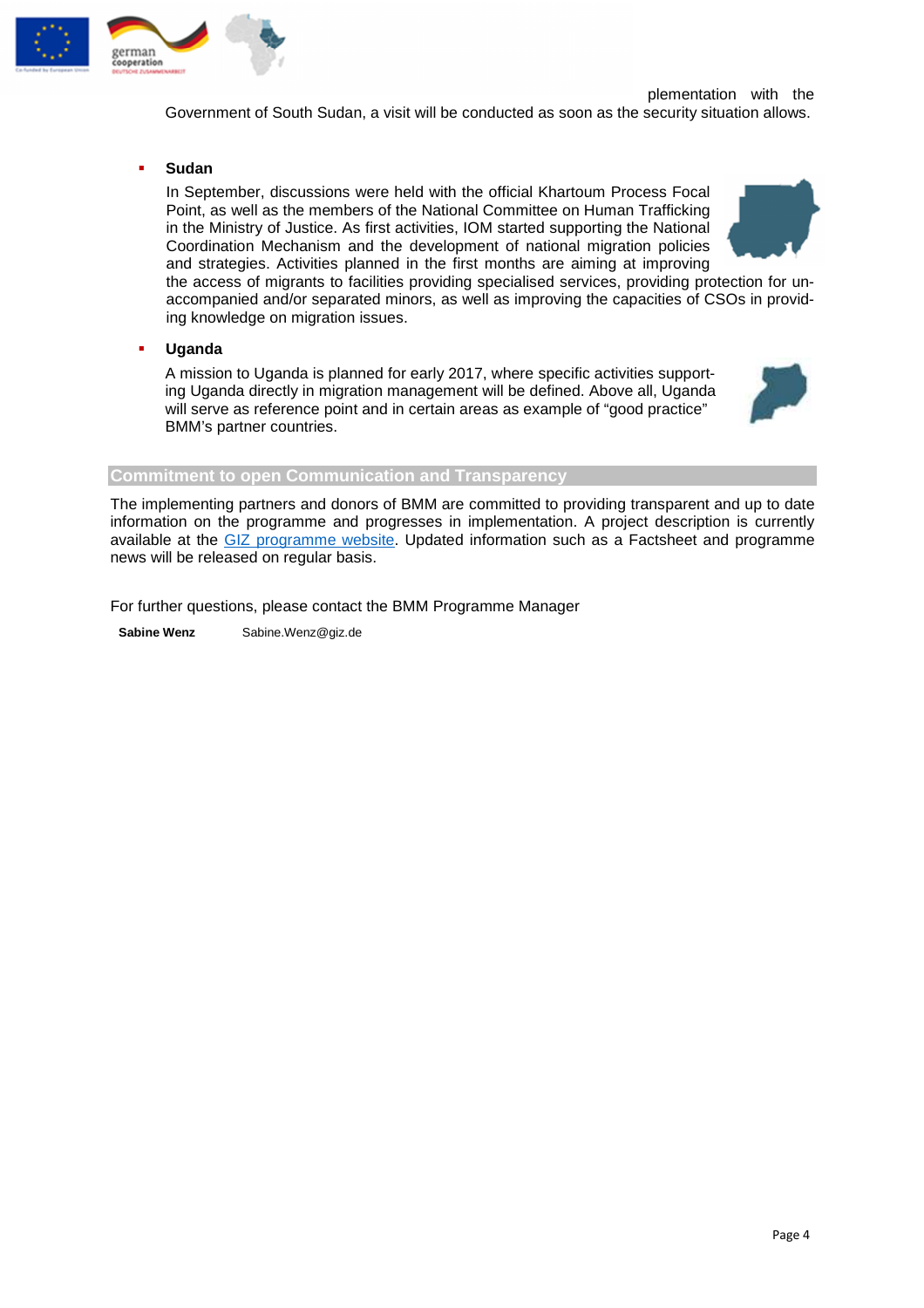plementation with the Government of South Sudan, a visit will be conducted as soon as the security situation allows.

- **Sudan**

  In September, discussions were held with the official Khartoum Process Focal Point, as well as the members of the National Committee on Human Trafficking in the Ministry of Justice. As first activities, IOM started supporting the National Coordination Mechanism and the development of national migration policies and strategies. Activities planned in the first months are aiming at improving the access of migrants to facilities providing specialised services, providing protection for unaccompanied and/or separated minors, as well as improving the capacities of CSOs in providing knowledge on migration issues.

- **Uganda**

  A mission to Uganda is planned for early 2017, where specific activities supporting Uganda directly in migration management will be defined. Above all, Uganda will serve as reference point and in certain areas as example of "good practice" BMM's partner countries.

## Commitment to open Communication and Transparency

The implementing partners and donors of BMM are committed to providing transparent and up to date information on the programme and progresses in implementation. A project description is currently available at the GIZ programme website. Updated information such as a Factsheet and programme news will be released on regular basis.

For further questions, please contact the BMM Programme Manager

**Sabine Wenz** Sabine.Wenz@giz.de